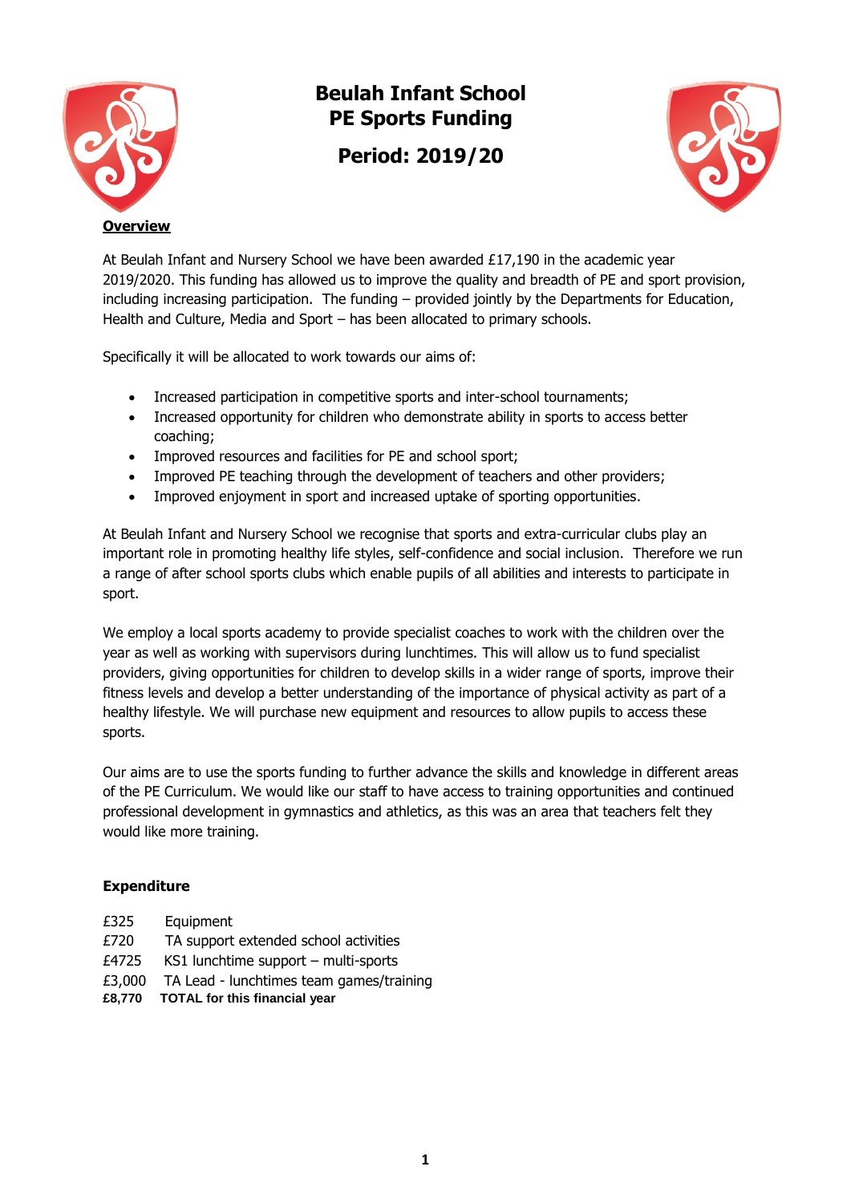# Beulah Infant School
# PE Sports Funding
## Period: 2019/20

**Overview**

At Beulah Infant and Nursery School we have been awarded £17,190 in the academic year 2019/2020. This funding has allowed us to improve the quality and breadth of PE and sport provision, including increasing participation. The funding – provided jointly by the Departments for Education, Health and Culture, Media and Sport – has been allocated to primary schools.

Specifically it will be allocated to work towards our aims of:

- Increased participation in competitive sports and inter-school tournaments;
- Increased opportunity for children who demonstrate ability in sports to access better coaching;
- Improved resources and facilities for PE and school sport;
- Improved PE teaching through the development of teachers and other providers;
- Improved enjoyment in sport and increased uptake of sporting opportunities.

At Beulah Infant and Nursery School we recognise that sports and extra-curricular clubs play an important role in promoting healthy life styles, self-confidence and social inclusion. Therefore we run a range of after school sports clubs which enable pupils of all abilities and interests to participate in sport.

We employ a local sports academy to provide specialist coaches to work with the children over the year as well as working with supervisors during lunchtimes. This will allow us to fund specialist providers, giving opportunities for children to develop skills in a wider range of sports, improve their fitness levels and develop a better understanding of the importance of physical activity as part of a healthy lifestyle. We will purchase new equipment and resources to allow pupils to access these sports.

Our aims are to use the sports funding to further advance the skills and knowledge in different areas of the PE Curriculum. We would like our staff to have access to training opportunities and continued professional development in gymnastics and athletics, as this was an area that teachers felt they would like more training.

**Expenditure**

| | |
|---|---|
| £325 | Equipment |
| £720 | TA support extended school activities |
| £4725 | KS1 lunchtime support – multi-sports |
| £3,000 | TA Lead - lunchtimes team games/training |
| **£8,770** | **TOTAL for this financial year** |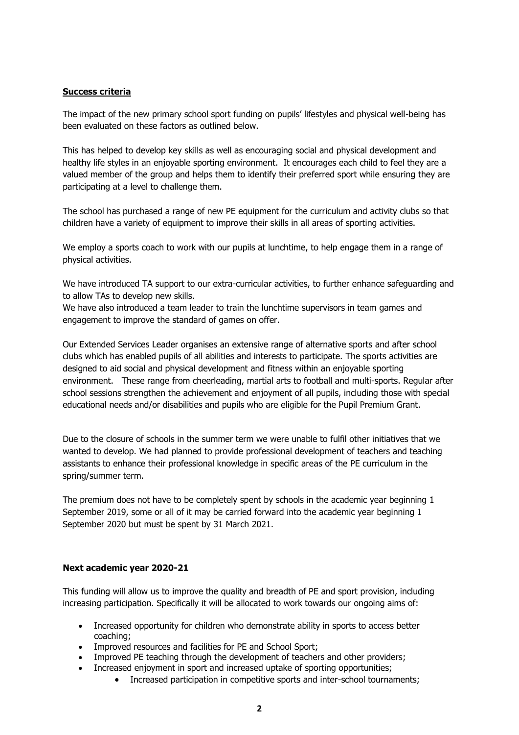## Success criteria

The impact of the new primary school sport funding on pupils' lifestyles and physical well-being has been evaluated on these factors as outlined below.

This has helped to develop key skills as well as encouraging social and physical development and healthy life styles in an enjoyable sporting environment. It encourages each child to feel they are a valued member of the group and helps them to identify their preferred sport while ensuring they are participating at a level to challenge them.

The school has purchased a range of new PE equipment for the curriculum and activity clubs so that children have a variety of equipment to improve their skills in all areas of sporting activities.

We employ a sports coach to work with our pupils at lunchtime, to help engage them in a range of physical activities.

We have introduced TA support to our extra-curricular activities, to further enhance safeguarding and to allow TAs to develop new skills.
We have also introduced a team leader to train the lunchtime supervisors in team games and engagement to improve the standard of games on offer.

Our Extended Services Leader organises an extensive range of alternative sports and after school clubs which has enabled pupils of all abilities and interests to participate. The sports activities are designed to aid social and physical development and fitness within an enjoyable sporting environment. These range from cheerleading, martial arts to football and multi-sports. Regular after school sessions strengthen the achievement and enjoyment of all pupils, including those with special educational needs and/or disabilities and pupils who are eligible for the Pupil Premium Grant.

Due to the closure of schools in the summer term we were unable to fulfil other initiatives that we wanted to develop. We had planned to provide professional development of teachers and teaching assistants to enhance their professional knowledge in specific areas of the PE curriculum in the spring/summer term.

The premium does not have to be completely spent by schools in the academic year beginning 1 September 2019, some or all of it may be carried forward into the academic year beginning 1 September 2020 but must be spent by 31 March 2021.

### Next academic year 2020-21

This funding will allow us to improve the quality and breadth of PE and sport provision, including increasing participation. Specifically it will be allocated to work towards our ongoing aims of:

- Increased opportunity for children who demonstrate ability in sports to access better coaching;
- Improved resources and facilities for PE and School Sport;
- Improved PE teaching through the development of teachers and other providers;
- Increased enjoyment in sport and increased uptake of sporting opportunities;
  - Increased participation in competitive sports and inter-school tournaments;